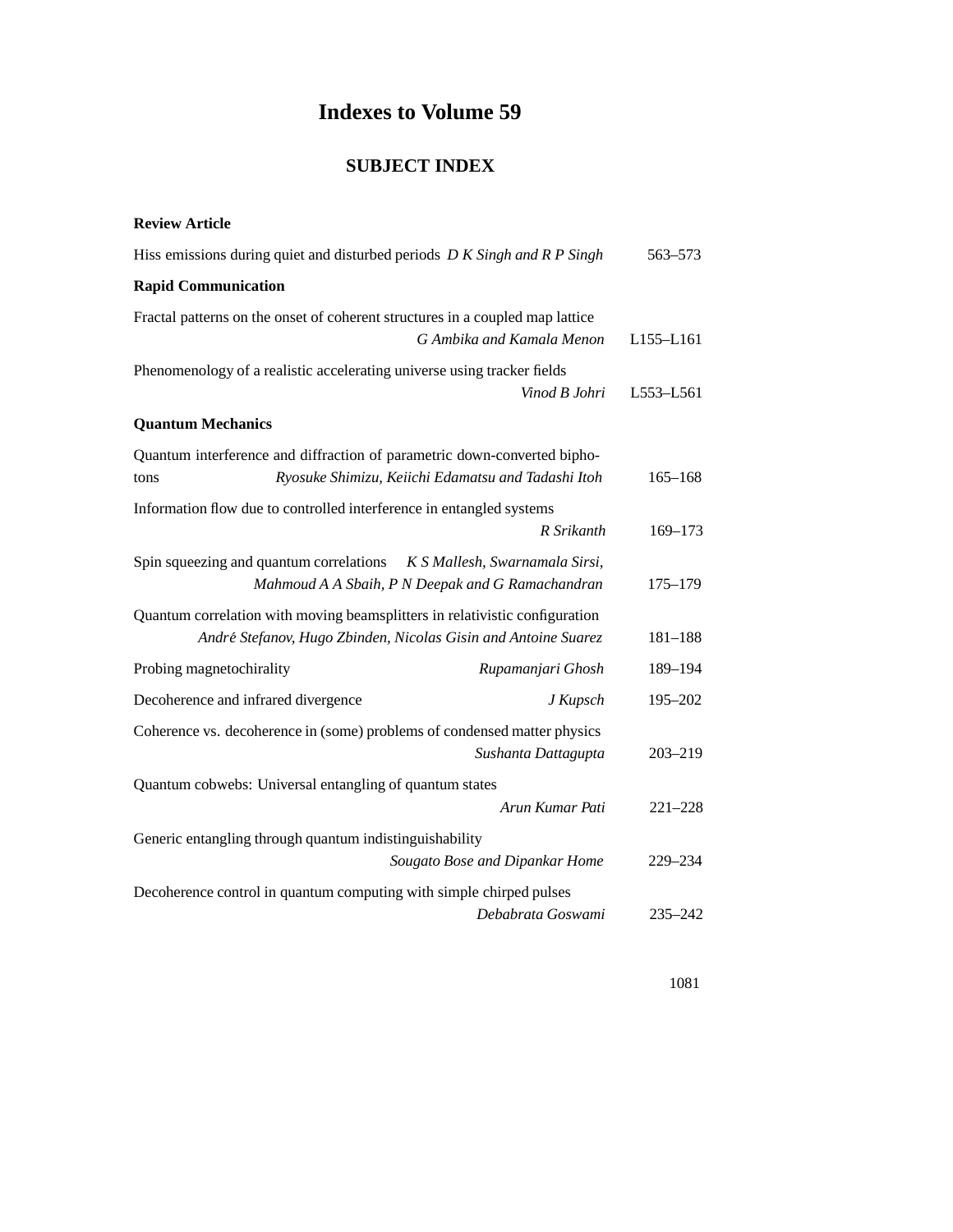# Indexes to Volume 59

## SUBJECT INDEX

**Review Article**

Hiss emissions during quiet and disturbed periods *D K Singh and R P Singh* 563–573

**Rapid Communication**

Fractal patterns on the onset of coherent structures in a coupled map lattice *G Ambika and Kamala Menon* L155–L161

Phenomenology of a realistic accelerating universe using tracker fields *Vinod B Johri* L553–L561

**Quantum Mechanics**

Quantum interference and diffraction of parametric down-converted biphotons *Ryosuke Shimizu, Keiichi Edamatsu and Tadashi Itoh* 165–168

Information flow due to controlled interference in entangled systems *R Srikanth* 169–173

Spin squeezing and quantum correlations *K S Mallesh, Swarnamala Sirsi, Mahmoud A A Sbaih, P N Deepak and G Ramachandran* 175–179

Quantum correlation with moving beamsplitters in relativistic configuration *André Stefanov, Hugo Zbinden, Nicolas Gisin and Antoine Suarez* 181–188

Probing magnetochirality *Rupamanjari Ghosh* 189–194

Decoherence and infrared divergence *J Kupsch* 195–202

Coherence vs. decoherence in (some) problems of condensed matter physics *Sushanta Dattagupta* 203–219

Quantum cobwebs: Universal entangling of quantum states *Arun Kumar Pati* 221–228

Generic entangling through quantum indistinguishability *Sougato Bose and Dipankar Home* 229–234

Decoherence control in quantum computing with simple chirped pulses *Debabrata Goswami* 235–242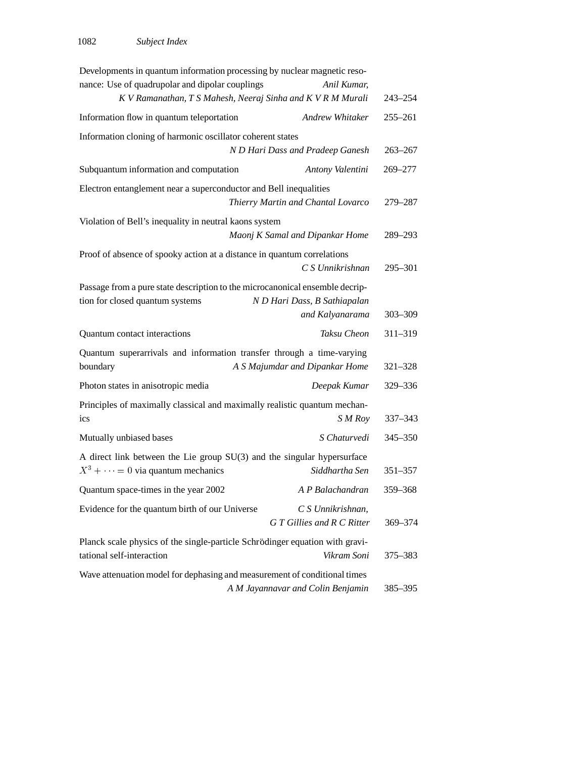Developments in quantum information processing by nuclear magnetic resonance: Use of quadrupolar and dipolar couplings *Anil Kumar, K V Ramanathan, T S Mahesh, Neeraj Sinha and K V R M Murali* 243–254

Information flow in quantum teleportation *Andrew Whitaker* 255–261

Information cloning of harmonic oscillator coherent states *N D Hari Dass and Pradeep Ganesh* 263–267

Subquantum information and computation *Antony Valentini* 269–277

Electron entanglement near a superconductor and Bell inequalities *Thierry Martin and Chantal Lovarco* 279–287

Violation of Bell's inequality in neutral kaons system *Maonj K Samal and Dipankar Home* 289–293

Proof of absence of spooky action at a distance in quantum correlations *C S Unnikrishnan* 295–301

Passage from a pure state description to the microcanonical ensemble decription for closed quantum systems *N D Hari Dass, B Sathiapalan and Kalyanarama* 303–309

Quantum contact interactions *Taksu Cheon* 311–319

Quantum superarrivals and information transfer through a time-varying boundary *A S Majumdar and Dipankar Home* 321–328

Photon states in anisotropic media *Deepak Kumar* 329–336

Principles of maximally classical and maximally realistic quantum mechanics *S M Roy* 337–343

Mutually unbiased bases *S Chaturvedi* 345–350

A direct link between the Lie group SU(3) and the singular hypersurface $X^3 + \cdots = 0$ via quantum mechanics *Siddhartha Sen* 351–357

Quantum space-times in the year 2002 *A P Balachandran* 359–368

Evidence for the quantum birth of our Universe *C S Unnikrishnan, G T Gillies and R C Ritter* 369–374

Planck scale physics of the single-particle Schrödinger equation with gravitational self-interaction *Vikram Soni* 375–383

Wave attenuation model for dephasing and measurement of conditional times *A M Jayannavar and Colin Benjamin* 385–395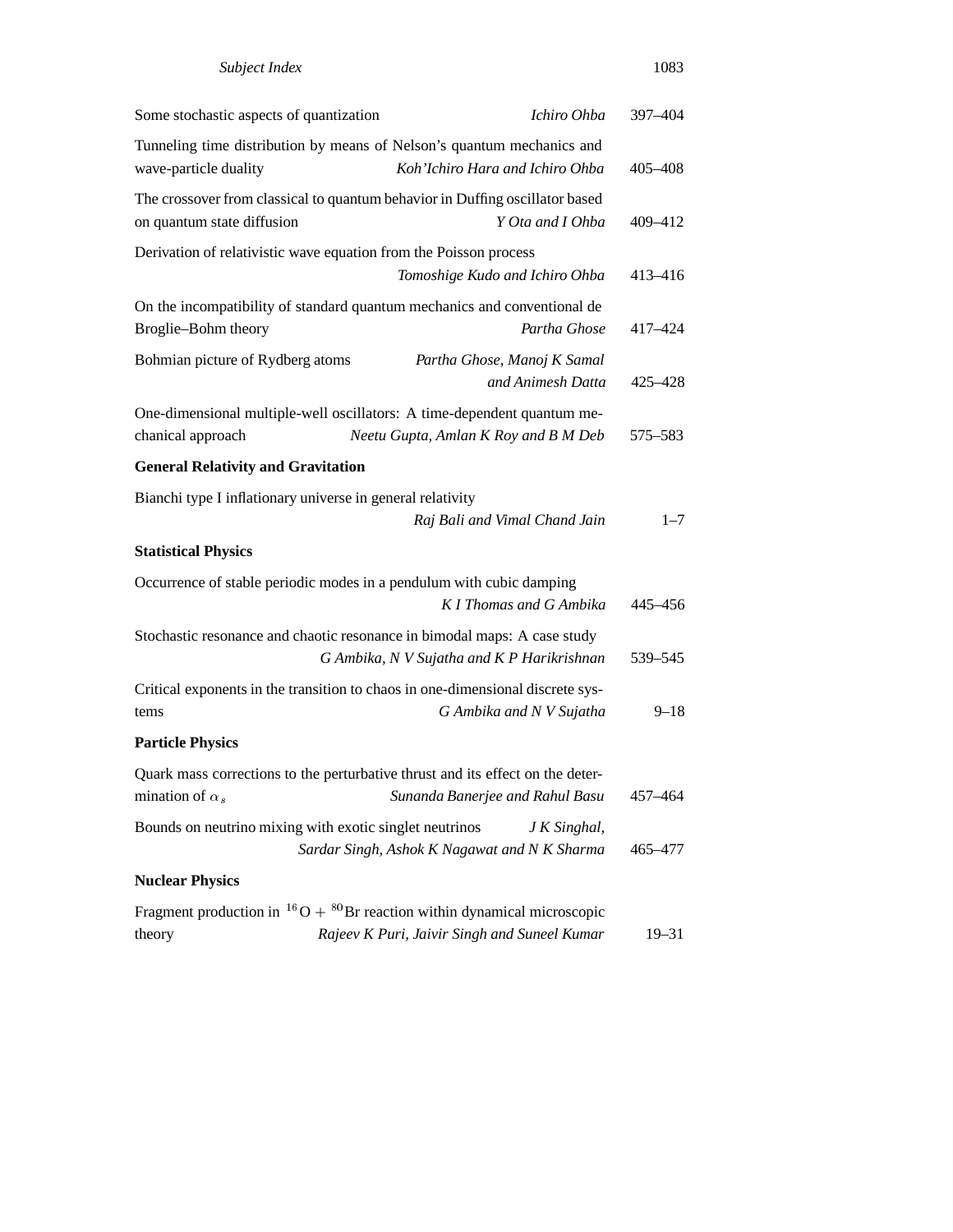Some stochastic aspects of quantization *Ichiro Ohba* 397–404

Tunneling time distribution by means of Nelson's quantum mechanics and wave-particle duality *Koh'Ichiro Hara and Ichiro Ohba* 405–408

The crossover from classical to quantum behavior in Duffing oscillator based on quantum state diffusion *Y Ota and I Ohba* 409–412

Derivation of relativistic wave equation from the Poisson process *Tomoshige Kudo and Ichiro Ohba* 413–416

On the incompatibility of standard quantum mechanics and conventional de Broglie–Bohm theory *Partha Ghose* 417–424

Bohmian picture of Rydberg atoms *Partha Ghose, Manoj K Samal and Animesh Datta* 425–428

One-dimensional multiple-well oscillators: A time-dependent quantum mechanical approach *Neetu Gupta, Amlan K Roy and B M Deb* 575–583

**General Relativity and Gravitation**

Bianchi type I inflationary universe in general relativity *Raj Bali and Vimal Chand Jain* 1–7

**Statistical Physics**

Occurrence of stable periodic modes in a pendulum with cubic damping *K I Thomas and G Ambika* 445–456

Stochastic resonance and chaotic resonance in bimodal maps: A case study *G Ambika, N V Sujatha and K P Harikrishnan* 539–545

Critical exponents in the transition to chaos in one-dimensional discrete systems *G Ambika and N V Sujatha* 9–18

**Particle Physics**

Quark mass corrections to the perturbative thrust and its effect on the determination of $\alpha_s$ *Sunanda Banerjee and Rahul Basu* 457–464

Bounds on neutrino mixing with exotic singlet neutrinos *J K Singhal, Sardar Singh, Ashok K Nagawat and N K Sharma* 465–477

**Nuclear Physics**

Fragment production in $^{16}O + {}^{80}Br$ reaction within dynamical microscopic theory *Rajeev K Puri, Jaivir Singh and Suneel Kumar* 19–31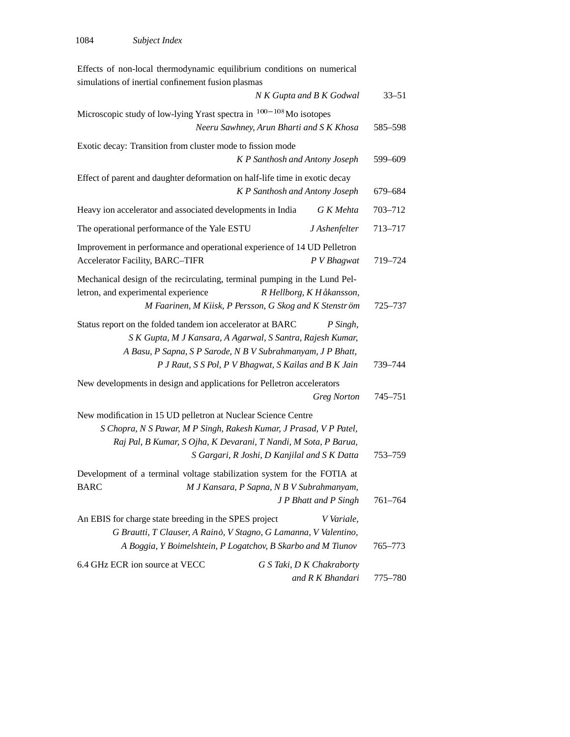Effects of non-local thermodynamic equilibrium conditions on numerical simulations of inertial confinement fusion plasmas
*N K Gupta and B K Godwal* 33–51

Microscopic study of low-lying Yrast spectra in $^{100-108}$Mo isotopes
*Neeru Sawhney, Arun Bharti and S K Khosa* 585–598

Exotic decay: Transition from cluster mode to fission mode
*K P Santhosh and Antony Joseph* 599–609

Effect of parent and daughter deformation on half-life time in exotic decay
*K P Santhosh and Antony Joseph* 679–684

Heavy ion accelerator and associated developments in India *G K Mehta* 703–712

The operational performance of the Yale ESTU *J Ashenfelter* 713–717

Improvement in performance and operational experience of 14 UD Pelletron Accelerator Facility, BARC–TIFR *P V Bhagwat* 719–724

Mechanical design of the recirculating, terminal pumping in the Lund Pelletron, and experimental experience *R Hellborg, K Håkansson, M Faarinen, M Kiisk, P Persson, G Skog and K Stenström* 725–737

Status report on the folded tandem ion accelerator at BARC *P Singh, S K Gupta, M J Kansara, A Agarwal, S Santra, Rajesh Kumar, A Basu, P Sapna, S P Sarode, N B V Subrahmanyam, J P Bhatt, P J Raut, S S Pol, P V Bhagwat, S Kailas and B K Jain* 739–744

New developments in design and applications for Pelletron accelerators
*Greg Norton* 745–751

New modification in 15 UD pelletron at Nuclear Science Centre
*S Chopra, N S Pawar, M P Singh, Rakesh Kumar, J Prasad, V P Patel, Raj Pal, B Kumar, S Ojha, K Devarani, T Nandi, M Sota, P Barua, S Gargari, R Joshi, D Kanjilal and S K Datta* 753–759

Development of a terminal voltage stabilization system for the FOTIA at BARC *M J Kansara, P Sapna, N B V Subrahmanyam, J P Bhatt and P Singh* 761–764

An EBIS for charge state breeding in the SPES project *V Variale, G Brautti, T Clauser, A Rainò, V Stagno, G Lamanna, V Valentino, A Boggia, Y Boimelshtein, P Logatchov, B Skarbo and M Tiunov* 765–773

6.4 GHz ECR ion source at VECC *G S Taki, D K Chakraborty and R K Bhandari* 775–780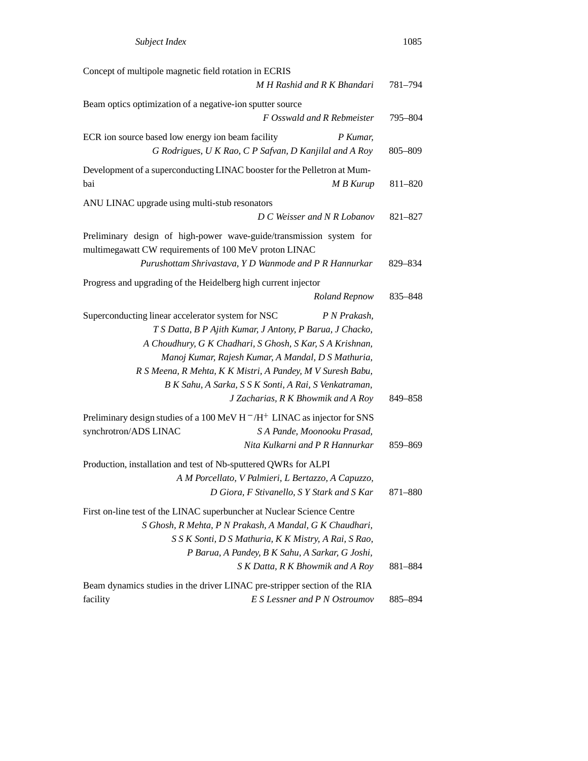Concept of multipole magnetic field rotation in ECRIS
*M H Rashid and R K Bhandari* 781–794

Beam optics optimization of a negative-ion sputter source
*F Osswald and R Rebmeister* 795–804

ECR ion source based low energy ion beam facility *P Kumar, G Rodrigues, U K Rao, C P Safvan, D Kanjilal and A Roy* 805–809

Development of a superconducting LINAC booster for the Pelletron at Mumbai *M B Kurup* 811–820

ANU LINAC upgrade using multi-stub resonators
*D C Weisser and N R Lobanov* 821–827

Preliminary design of high-power wave-guide/transmission system for multimegawatt CW requirements of 100 MeV proton LINAC
*Purushottam Shrivastava, Y D Wanmode and P R Hannurkar* 829–834

Progress and upgrading of the Heidelberg high current injector
*Roland Repnow* 835–848

Superconducting linear accelerator system for NSC *P N Prakash, T S Datta, B P Ajith Kumar, J Antony, P Barua, J Chacko, A Choudhury, G K Chadhari, S Ghosh, S Kar, S A Krishnan, Manoj Kumar, Rajesh Kumar, A Mandal, D S Mathuria, R S Meena, R Mehta, K K Mistri, A Pandey, M V Suresh Babu, B K Sahu, A Sarka, S S K Sonti, A Rai, S Venkatraman, J Zacharias, R K Bhowmik and A Roy* 849–858

Preliminary design studies of a 100 MeV $H^-/H^+$ LINAC as injector for SNS synchrotron/ADS LINAC *S A Pande, Moonooku Prasad, Nita Kulkarni and P R Hannurkar* 859–869

Production, installation and test of Nb-sputtered QWRs for ALPI
*A M Porcellato, V Palmieri, L Bertazzo, A Capuzzo, D Giora, F Stivanello, S Y Stark and S Kar* 871–880

First on-line test of the LINAC superbuncher at Nuclear Science Centre
*S Ghosh, R Mehta, P N Prakash, A Mandal, G K Chaudhari, S S K Sonti, D S Mathuria, K K Mistry, A Rai, S Rao, P Barua, A Pandey, B K Sahu, A Sarkar, G Joshi, S K Datta, R K Bhowmik and A Roy* 881–884

Beam dynamics studies in the driver LINAC pre-stripper section of the RIA facility *E S Lessner and P N Ostroumov* 885–894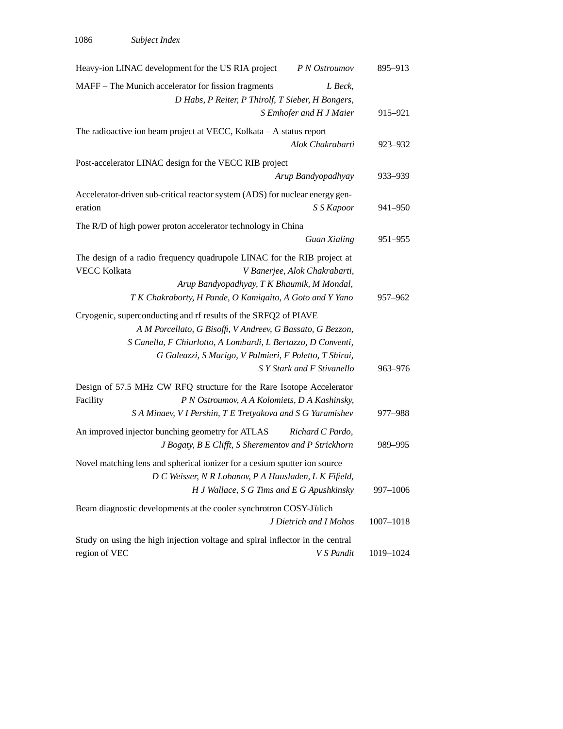Heavy-ion LINAC development for the US RIA project *P N Ostroumov* 895–913

MAFF – The Munich accelerator for fission fragments *L Beck, D Habs, P Reiter, P Thirolf, T Sieber, H Bongers, S Emhofer and H J Maier* 915–921

The radioactive ion beam project at VECC, Kolkata – A status report *Alok Chakrabarti* 923–932

Post-accelerator LINAC design for the VECC RIB project *Arup Bandyopadhyay* 933–939

Accelerator-driven sub-critical reactor system (ADS) for nuclear energy generation *S S Kapoor* 941–950

The R/D of high power proton accelerator technology in China *Guan Xialing* 951–955

The design of a radio frequency quadrupole LINAC for the RIB project at VECC Kolkata *V Banerjee, Alok Chakrabarti, Arup Bandyopadhyay, T K Bhaumik, M Mondal, T K Chakraborty, H Pande, O Kamigaito, A Goto and Y Yano* 957–962

Cryogenic, superconducting and rf results of the SRFQ2 of PIAVE *A M Porcellato, G Bisoffi, V Andreev, G Bassato, G Bezzon, S Canella, F Chiurlotto, A Lombardi, L Bertazzo, D Conventi, G Galeazzi, S Marigo, V Palmieri, F Poletto, T Shirai, S Y Stark and F Stivanello* 963–976

Design of 57.5 MHz CW RFQ structure for the Rare Isotope Accelerator Facility *P N Ostroumov, A A Kolomiets, D A Kashinsky, S A Minaev, V I Pershin, T E Tretyakova and S G Yaramishev* 977–988

An improved injector bunching geometry for ATLAS *Richard C Pardo, J Bogaty, B E Clifft, S Sherementov and P Strickhorn* 989–995

Novel matching lens and spherical ionizer for a cesium sputter ion source *D C Weisser, N R Lobanov, P A Hausladen, L K Fifield, H J Wallace, S G Tims and E G Apushkinsky* 997–1006

Beam diagnostic developments at the cooler synchrotron COSY-Jülich *J Dietrich and I Mohos* 1007–1018

Study on using the high injection voltage and spiral inflector in the central region of VEC *V S Pandit* 1019–1024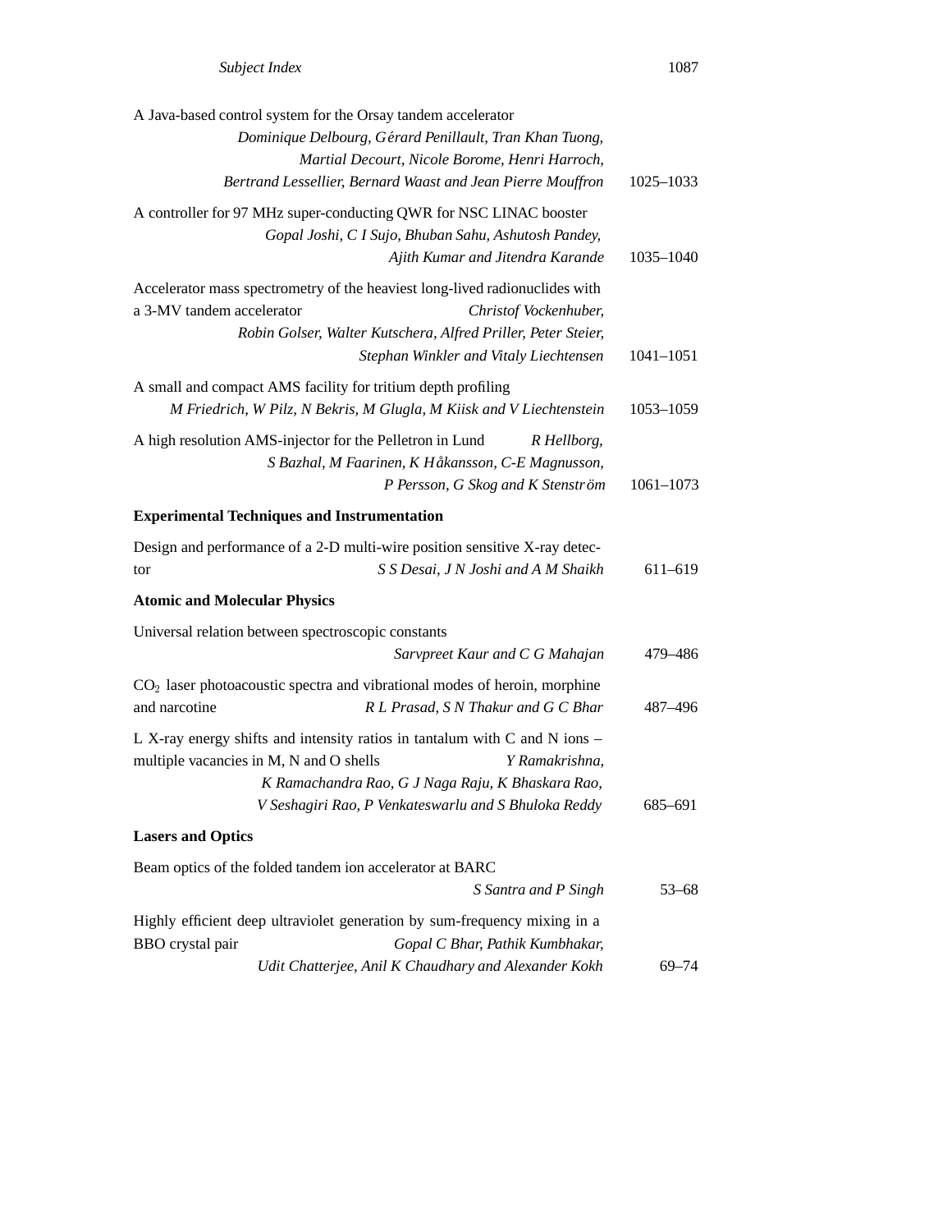A Java-based control system for the Orsay tandem accelerator
*Dominique Delbourg, Gérard Penillault, Tran Khan Tuong, Martial Decourt, Nicole Borome, Henri Harroch, Bertrand Lessellier, Bernard Waast and Jean Pierre Mouffron* 1025–1033

A controller for 97 MHz super-conducting QWR for NSC LINAC booster
*Gopal Joshi, C I Sujo, Bhuban Sahu, Ashutosh Pandey, Ajith Kumar and Jitendra Karande* 1035–1040

Accelerator mass spectrometry of the heaviest long-lived radionuclides with a 3-MV tandem accelerator *Christof Vockenhuber, Robin Golser, Walter Kutschera, Alfred Priller, Peter Steier, Stephan Winkler and Vitaly Liechtensen* 1041–1051

A small and compact AMS facility for tritium depth profiling
*M Friedrich, W Pilz, N Bekris, M Glugla, M Kiisk and V Liechtenstein* 1053–1059

A high resolution AMS-injector for the Pelletron in Lund *R Hellborg, S Bazhal, M Faarinen, K Håkansson, C-E Magnusson, P Persson, G Skog and K Stenström* 1061–1073

**Experimental Techniques and Instrumentation**

Design and performance of a 2-D multi-wire position sensitive X-ray detector *S S Desai, J N Joshi and A M Shaikh* 611–619

**Atomic and Molecular Physics**

Universal relation between spectroscopic constants
*Sarvpreet Kaur and C G Mahajan* 479–486

$CO_2$ laser photoacoustic spectra and vibrational modes of heroin, morphine and narcotine *R L Prasad, S N Thakur and G C Bhar* 487–496

L X-ray energy shifts and intensity ratios in tantalum with C and N ions – multiple vacancies in M, N and O shells *Y Ramakrishna, K Ramachandra Rao, G J Naga Raju, K Bhaskara Rao, V Seshagiri Rao, P Venkateswarlu and S Bhuloka Reddy* 685–691

**Lasers and Optics**

Beam optics of the folded tandem ion accelerator at BARC
*S Santra and P Singh* 53–68

Highly efficient deep ultraviolet generation by sum-frequency mixing in a BBO crystal pair *Gopal C Bhar, Pathik Kumbhakar, Udit Chatterjee, Anil K Chaudhary and Alexander Kokh* 69–74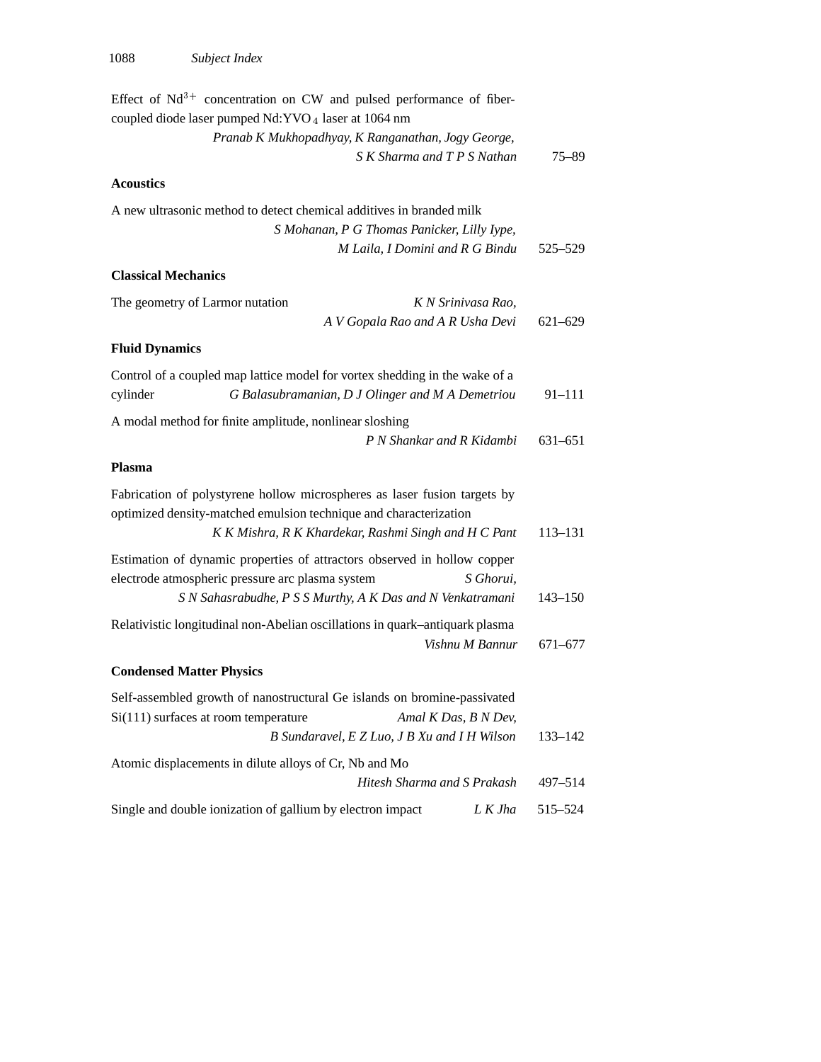Effect of $Nd^{3+}$ concentration on CW and pulsed performance of fiber-coupled diode laser pumped $Nd:YVO_4$ laser at 1064 nm
*Pranab K Mukhopadhyay, K Ranganathan, Jogy George, S K Sharma and T P S Nathan* 75–89

**Acoustics**

A new ultrasonic method to detect chemical additives in branded milk
*S Mohanan, P G Thomas Panicker, Lilly Iype, M Laila, I Domini and R G Bindu* 525–529

**Classical Mechanics**

The geometry of Larmor nutation *K N Srinivasa Rao, A V Gopala Rao and A R Usha Devi* 621–629

**Fluid Dynamics**

Control of a coupled map lattice model for vortex shedding in the wake of a cylinder *G Balasubramanian, D J Olinger and M A Demetriou* 91–111

A modal method for finite amplitude, nonlinear sloshing
*P N Shankar and R Kidambi* 631–651

**Plasma**

Fabrication of polystyrene hollow microspheres as laser fusion targets by optimized density-matched emulsion technique and characterization
*K K Mishra, R K Khardekar, Rashmi Singh and H C Pant* 113–131

Estimation of dynamic properties of attractors observed in hollow copper electrode atmospheric pressure arc plasma system *S Ghorui, S N Sahasrabudhe, P S S Murthy, A K Das and N Venkatramani* 143–150

Relativistic longitudinal non-Abelian oscillations in quark–antiquark plasma
*Vishnu M Bannur* 671–677

**Condensed Matter Physics**

Self-assembled growth of nanostructural Ge islands on bromine-passivated Si(111) surfaces at room temperature *Amal K Das, B N Dev, B Sundaravel, E Z Luo, J B Xu and I H Wilson* 133–142

Atomic displacements in dilute alloys of Cr, Nb and Mo
*Hitesh Sharma and S Prakash* 497–514

Single and double ionization of gallium by electron impact *L K Jha* 515–524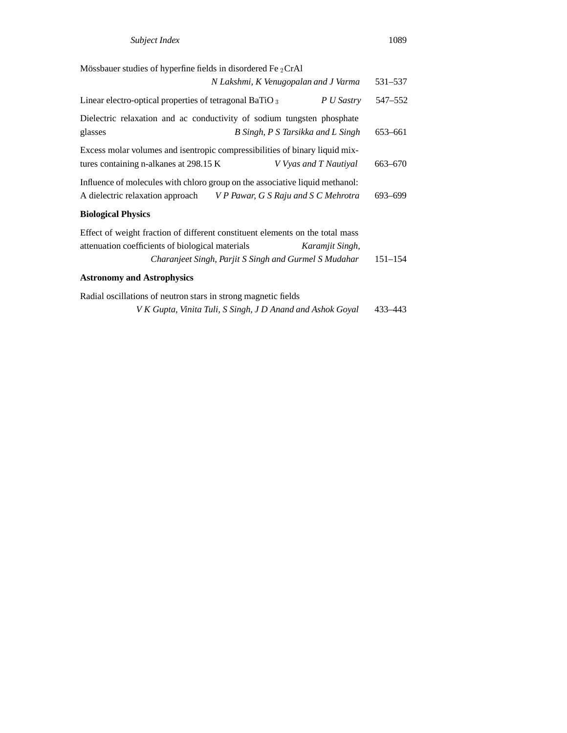Mössbauer studies of hyperfine fields in disordered $Fe_2CrAl$
*N Lakshmi, K Venugopalan and J Varma* 531–537

Linear electro-optical properties of tetragonal $BaTiO_3$ *P U Sastry* 547–552

Dielectric relaxation and ac conductivity of sodium tungsten phosphate glasses *B Singh, P S Tarsikka and L Singh* 653–661

Excess molar volumes and isentropic compressibilities of binary liquid mixtures containing n-alkanes at 298.15 K *V Vyas and T Nautiyal* 663–670

Influence of molecules with chloro group on the associative liquid methanol: A dielectric relaxation approach *V P Pawar, G S Raju and S C Mehrotra* 693–699

**Biological Physics**

Effect of weight fraction of different constituent elements on the total mass attenuation coefficients of biological materials *Karamjit Singh, Charanjeet Singh, Parjit S Singh and Gurmel S Mudahar* 151–154

**Astronomy and Astrophysics**

Radial oscillations of neutron stars in strong magnetic fields
*V K Gupta, Vinita Tuli, S Singh, J D Anand and Ashok Goyal* 433–443